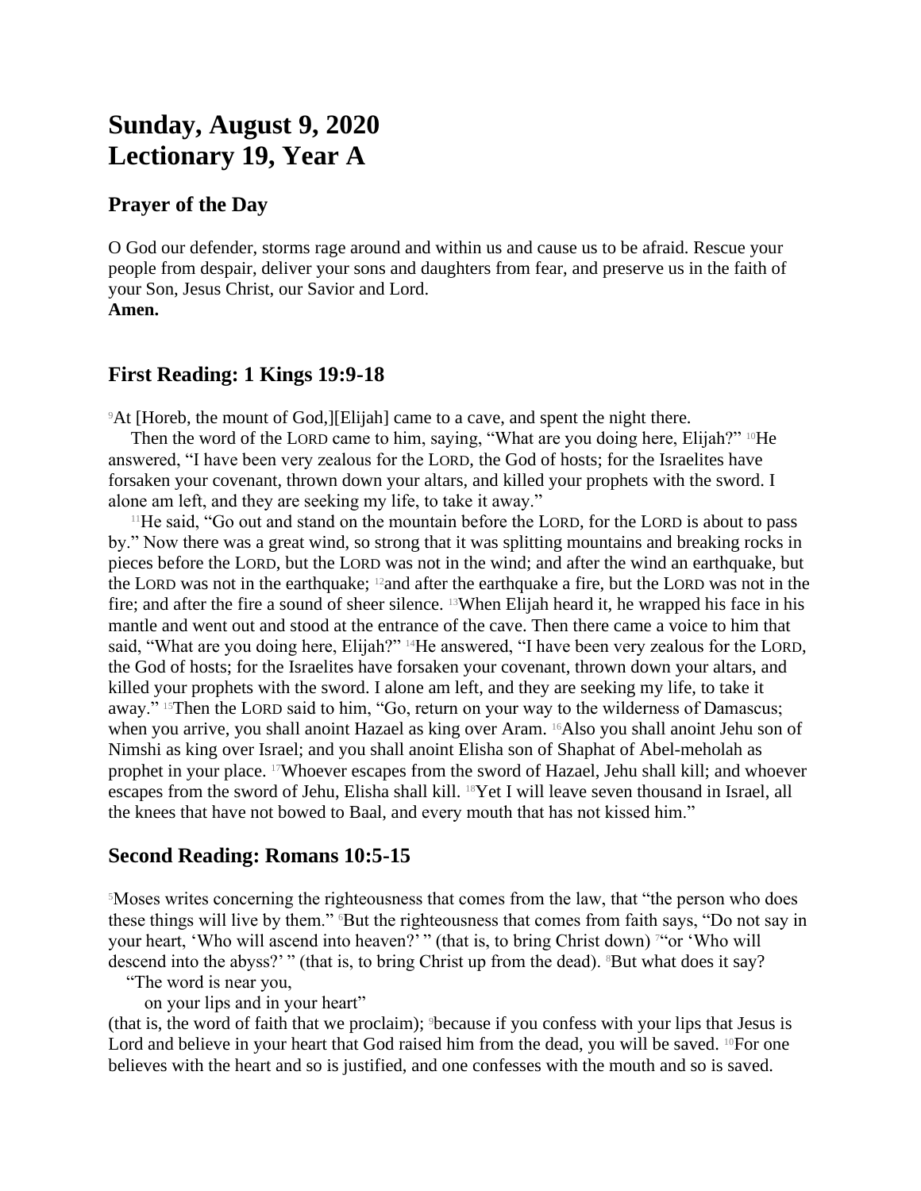# Sunday, August 9, 2020
# Lectionary 19, Year A

## Prayer of the Day

O God our defender, storms rage around and within us and cause us to be afraid. Rescue your people from despair, deliver your sons and daughters from fear, and preserve us in the faith of your Son, Jesus Christ, our Savior and Lord.
**Amen.**

## First Reading: 1 Kings 19:9-18

[9]At [Horeb, the mount of God,][Elijah] came to a cave, and spent the night there.

Then the word of the LORD came to him, saying, "What are you doing here, Elijah?" [10]He answered, "I have been very zealous for the LORD, the God of hosts; for the Israelites have forsaken your covenant, thrown down your altars, and killed your prophets with the sword. I alone am left, and they are seeking my life, to take it away."

[11]He said, "Go out and stand on the mountain before the LORD, for the LORD is about to pass by." Now there was a great wind, so strong that it was splitting mountains and breaking rocks in pieces before the LORD, but the LORD was not in the wind; and after the wind an earthquake, but the LORD was not in the earthquake; [12]and after the earthquake a fire, but the LORD was not in the fire; and after the fire a sound of sheer silence. [13]When Elijah heard it, he wrapped his face in his mantle and went out and stood at the entrance of the cave. Then there came a voice to him that said, "What are you doing here, Elijah?" [14]He answered, "I have been very zealous for the LORD, the God of hosts; for the Israelites have forsaken your covenant, thrown down your altars, and killed your prophets with the sword. I alone am left, and they are seeking my life, to take it away." [15]Then the LORD said to him, "Go, return on your way to the wilderness of Damascus; when you arrive, you shall anoint Hazael as king over Aram. [16]Also you shall anoint Jehu son of Nimshi as king over Israel; and you shall anoint Elisha son of Shaphat of Abel-meholah as prophet in your place. [17]Whoever escapes from the sword of Hazael, Jehu shall kill; and whoever escapes from the sword of Jehu, Elisha shall kill. [18]Yet I will leave seven thousand in Israel, all the knees that have not bowed to Baal, and every mouth that has not kissed him."

## Second Reading: Romans 10:5-15

[5]Moses writes concerning the righteousness that comes from the law, that "the person who does these things will live by them." [6]But the righteousness that comes from faith says, "Do not say in your heart, 'Who will ascend into heaven?' " (that is, to bring Christ down) [7]"or 'Who will descend into the abyss?' " (that is, to bring Christ up from the dead). [8]But what does it say?

"The word is near you,
on your lips and in your heart"

(that is, the word of faith that we proclaim); [9]because if you confess with your lips that Jesus is Lord and believe in your heart that God raised him from the dead, you will be saved. [10]For one believes with the heart and so is justified, and one confesses with the mouth and so is saved.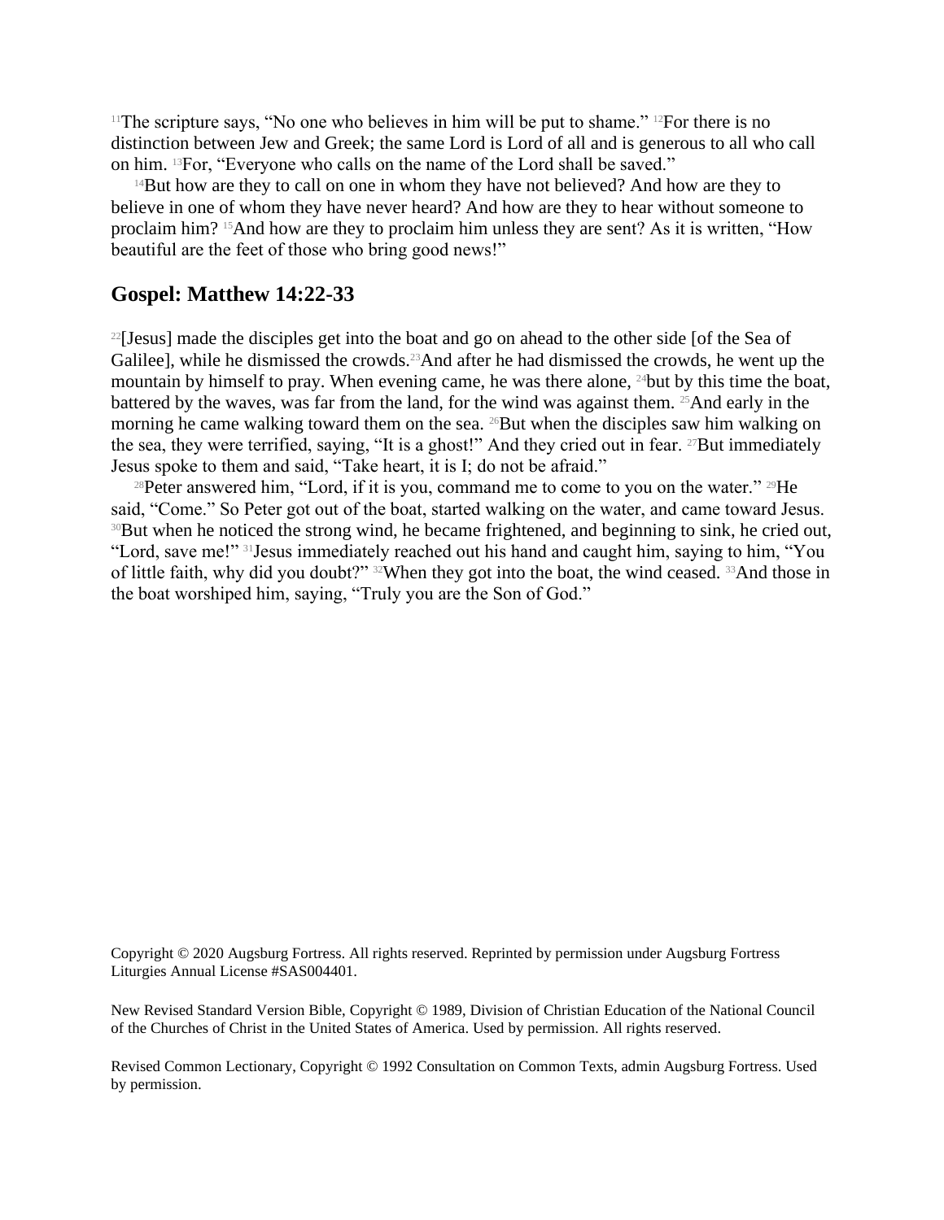[11]The scripture says, “No one who believes in him will be put to shame.” [12]For there is no distinction between Jew and Greek; the same Lord is Lord of all and is generous to all who call on him. [13]For, “Everyone who calls on the name of the Lord shall be saved.”

[14]But how are they to call on one in whom they have not believed? And how are they to believe in one of whom they have never heard? And how are they to hear without someone to proclaim him? [15]And how are they to proclaim him unless they are sent? As it is written, “How beautiful are the feet of those who bring good news!”

## Gospel: Matthew 14:22-33

[22][Jesus] made the disciples get into the boat and go on ahead to the other side [of the Sea of Galilee], while he dismissed the crowds.[23]And after he had dismissed the crowds, he went up the mountain by himself to pray. When evening came, he was there alone, [24]but by this time the boat, battered by the waves, was far from the land, for the wind was against them. [25]And early in the morning he came walking toward them on the sea. [26]But when the disciples saw him walking on the sea, they were terrified, saying, “It is a ghost!” And they cried out in fear. [27]But immediately Jesus spoke to them and said, “Take heart, it is I; do not be afraid.”

[28]Peter answered him, “Lord, if it is you, command me to come to you on the water.” [29]He said, “Come.” So Peter got out of the boat, started walking on the water, and came toward Jesus. [30]But when he noticed the strong wind, he became frightened, and beginning to sink, he cried out, “Lord, save me!” [31]Jesus immediately reached out his hand and caught him, saying to him, “You of little faith, why did you doubt?” [32]When they got into the boat, the wind ceased. [33]And those in the boat worshiped him, saying, “Truly you are the Son of God.”

Copyright © 2020 Augsburg Fortress. All rights reserved. Reprinted by permission under Augsburg Fortress Liturgies Annual License #SAS004401.

New Revised Standard Version Bible, Copyright © 1989, Division of Christian Education of the National Council of the Churches of Christ in the United States of America. Used by permission. All rights reserved.

Revised Common Lectionary, Copyright © 1992 Consultation on Common Texts, admin Augsburg Fortress. Used by permission.